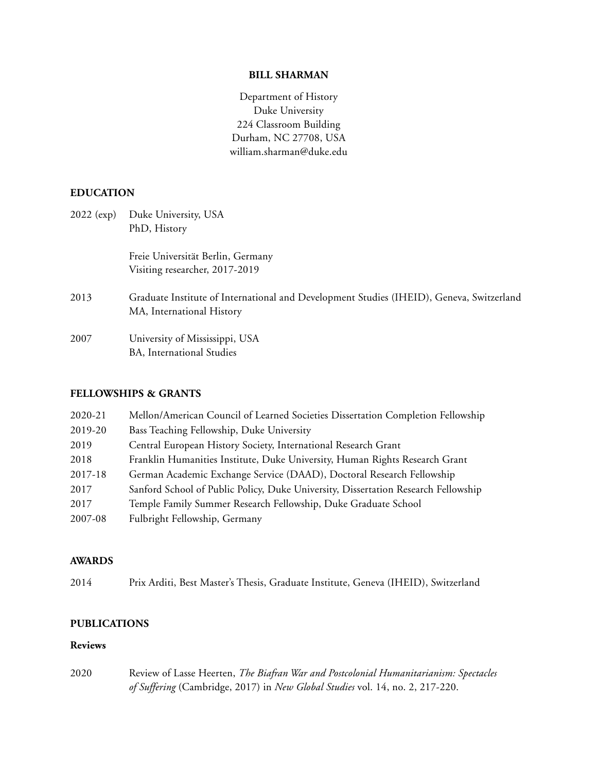# BILL SHARMAN

Department of History
Duke University
224 Classroom Building
Durham, NC 27708, USA
william.sharman@duke.edu

## EDUCATION

2022 (exp) Duke University, USA
PhD, History

Freie Universität Berlin, Germany
Visiting researcher, 2017-2019

2013 Graduate Institute of International and Development Studies (IHEID), Geneva, Switzerland
MA, International History

2007 University of Mississippi, USA
BA, International Studies

## FELLOWSHIPS & GRANTS

2020-21 Mellon/American Council of Learned Societies Dissertation Completion Fellowship
2019-20 Bass Teaching Fellowship, Duke University
2019 Central European History Society, International Research Grant
2018 Franklin Humanities Institute, Duke University, Human Rights Research Grant
2017-18 German Academic Exchange Service (DAAD), Doctoral Research Fellowship
2017 Sanford School of Public Policy, Duke University, Dissertation Research Fellowship
2017 Temple Family Summer Research Fellowship, Duke Graduate School
2007-08 Fulbright Fellowship, Germany

## AWARDS

2014 Prix Arditi, Best Master's Thesis, Graduate Institute, Geneva (IHEID), Switzerland

## PUBLICATIONS

### Reviews

2020 Review of Lasse Heerten, *The Biafran War and Postcolonial Humanitarianism: Spectacles of Suffering* (Cambridge, 2017) in *New Global Studies* vol. 14, no. 2, 217-220.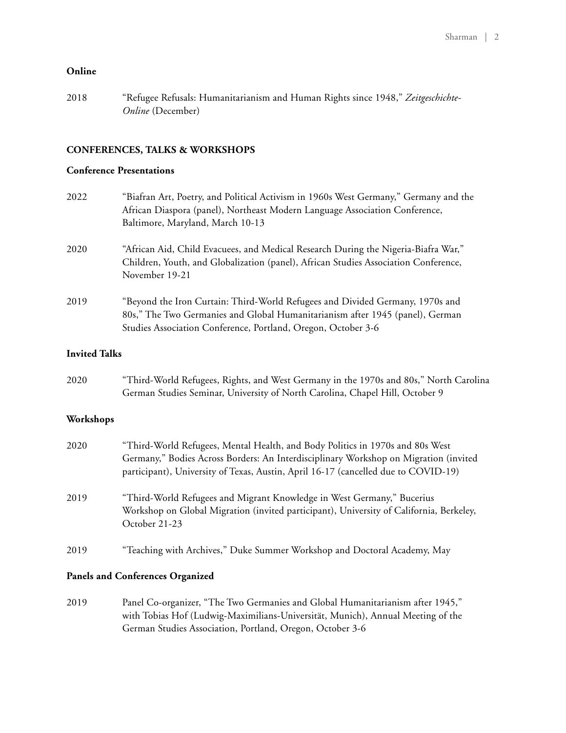**Online**

2018 "Refugee Refusals: Humanitarianism and Human Rights since 1948," *Zeitgeschichte-Online* (December)

## CONFERENCES, TALKS & WORKSHOPS

**Conference Presentations**

2022 "Biafran Art, Poetry, and Political Activism in 1960s West Germany," Germany and the African Diaspora (panel), Northeast Modern Language Association Conference, Baltimore, Maryland, March 10-13

2020 "African Aid, Child Evacuees, and Medical Research During the Nigeria-Biafra War," Children, Youth, and Globalization (panel), African Studies Association Conference, November 19-21

2019 "Beyond the Iron Curtain: Third-World Refugees and Divided Germany, 1970s and 80s," The Two Germanies and Global Humanitarianism after 1945 (panel), German Studies Association Conference, Portland, Oregon, October 3-6

**Invited Talks**

2020 "Third-World Refugees, Rights, and West Germany in the 1970s and 80s," North Carolina German Studies Seminar, University of North Carolina, Chapel Hill, October 9

**Workshops**

2020 "Third-World Refugees, Mental Health, and Body Politics in 1970s and 80s West Germany," Bodies Across Borders: An Interdisciplinary Workshop on Migration (invited participant), University of Texas, Austin, April 16-17 (cancelled due to COVID-19)

2019 "Third-World Refugees and Migrant Knowledge in West Germany," Bucerius Workshop on Global Migration (invited participant), University of California, Berkeley, October 21-23

2019 "Teaching with Archives," Duke Summer Workshop and Doctoral Academy, May

**Panels and Conferences Organized**

2019 Panel Co-organizer, "The Two Germanies and Global Humanitarianism after 1945," with Tobias Hof (Ludwig-Maximilians-Universität, Munich), Annual Meeting of the German Studies Association, Portland, Oregon, October 3-6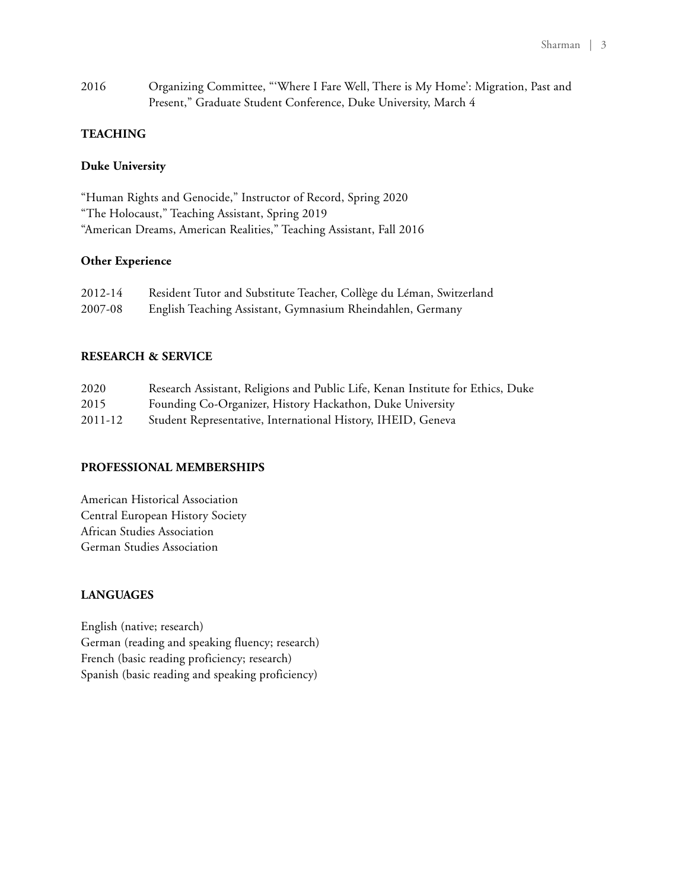2016 Organizing Committee, "'Where I Fare Well, There is My Home': Migration, Past and Present," Graduate Student Conference, Duke University, March 4

## TEACHING

### Duke University

"Human Rights and Genocide," Instructor of Record, Spring 2020
"The Holocaust," Teaching Assistant, Spring 2019
"American Dreams, American Realities," Teaching Assistant, Fall 2016

### Other Experience

2012-14 Resident Tutor and Substitute Teacher, Collège du Léman, Switzerland
2007-08 English Teaching Assistant, Gymnasium Rheindahlen, Germany

## RESEARCH & SERVICE

2020 Research Assistant, Religions and Public Life, Kenan Institute for Ethics, Duke
2015 Founding Co-Organizer, History Hackathon, Duke University
2011-12 Student Representative, International History, IHEID, Geneva

## PROFESSIONAL MEMBERSHIPS

American Historical Association
Central European History Society
African Studies Association
German Studies Association

## LANGUAGES

English (native; research)
German (reading and speaking fluency; research)
French (basic reading proficiency; research)
Spanish (basic reading and speaking proficiency)